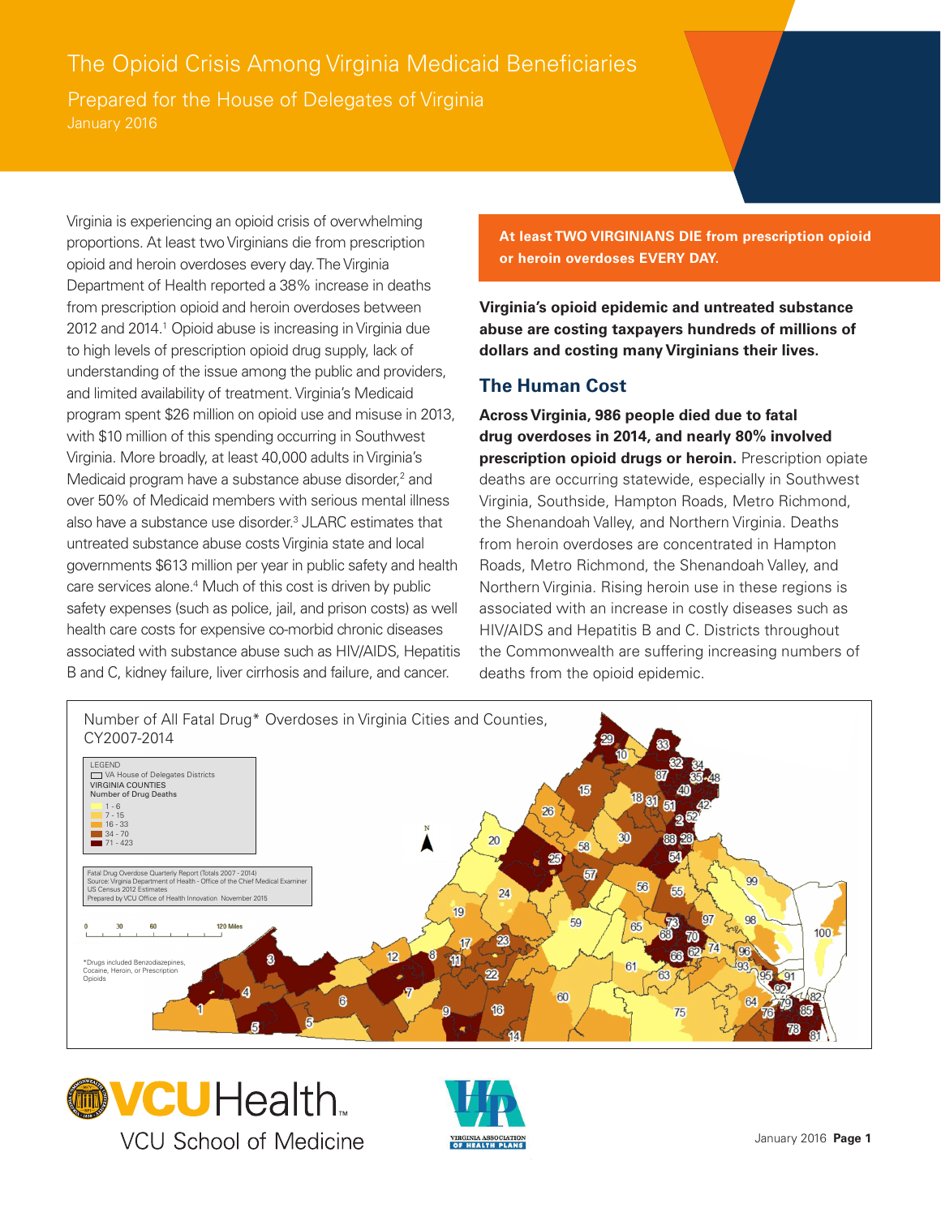# The Opioid Crisis Among Virginia Medicaid Beneficiaries

## Prepared for the House of Delegates of Virginia

January 2016

Virginia is experiencing an opioid crisis of overwhelming proportions. At least two Virginians die from prescription opioid and heroin overdoses every day. The Virginia Department of Health reported a 38% increase in deaths from prescription opioid and heroin overdoses between 2012 and 2014.[1] Opioid abuse is increasing in Virginia due to high levels of prescription opioid drug supply, lack of understanding of the issue among the public and providers, and limited availability of treatment. Virginia's Medicaid program spent $26 million on opioid use and misuse in 2013, with $10 million of this spending occurring in Southwest Virginia. More broadly, at least 40,000 adults in Virginia's Medicaid program have a substance abuse disorder,[2] and over 50% of Medicaid members with serious mental illness also have a substance use disorder.[3] JLARC estimates that untreated substance abuse costs Virginia state and local governments $613 million per year in public safety and health care services alone.[4] Much of this cost is driven by public safety expenses (such as police, jail, and prison costs) as well health care costs for expensive co-morbid chronic diseases associated with substance abuse such as HIV/AIDS, Hepatitis B and C, kidney failure, liver cirrhosis and failure, and cancer.

**At least TWO VIRGINIANS DIE from prescription opioid or heroin overdoses EVERY DAY.**

**Virginia's opioid epidemic and untreated substance abuse are costing taxpayers hundreds of millions of dollars and costing many Virginians their lives.**

## The Human Cost

**Across Virginia, 986 people died due to fatal drug overdoses in 2014, and nearly 80% involved prescription opioid drugs or heroin.** Prescription opiate deaths are occurring statewide, especially in Southwest Virginia, Southside, Hampton Roads, Metro Richmond, the Shenandoah Valley, and Northern Virginia. Deaths from heroin overdoses are concentrated in Hampton Roads, Metro Richmond, the Shenandoah Valley, and Northern Virginia. Rising heroin use in these regions is associated with an increase in costly diseases such as HIV/AIDS and Hepatitis B and C. Districts throughout the Commonwealth are suffering increasing numbers of deaths from the opioid epidemic.

Number of All Fatal Drug* Overdoses in Virginia Cities and Counties, CY2007-2014

LEGEND
- VA House of Delegates Districts
- VIRGINIA COUNTIES
- Number of Drug Deaths
  - 1 - 6
  - 7 - 15
  - 16 - 33
  - 34 - 70
  - 71 - 423

Fatal Drug Overdose Quarterly Report (Totals 2007 - 2014)
Source: Virginia Department of Health - Office of the Chief Medical Examiner
US Census 2012 Estimates
Prepared by VCU Office of Health Innovation November 2015

*Drugs included Benzodiazepines, Cocaine, Heroin, or Prescription Opioids

VCU Health
VCU School of Medicine

Virginia Association of Health Plans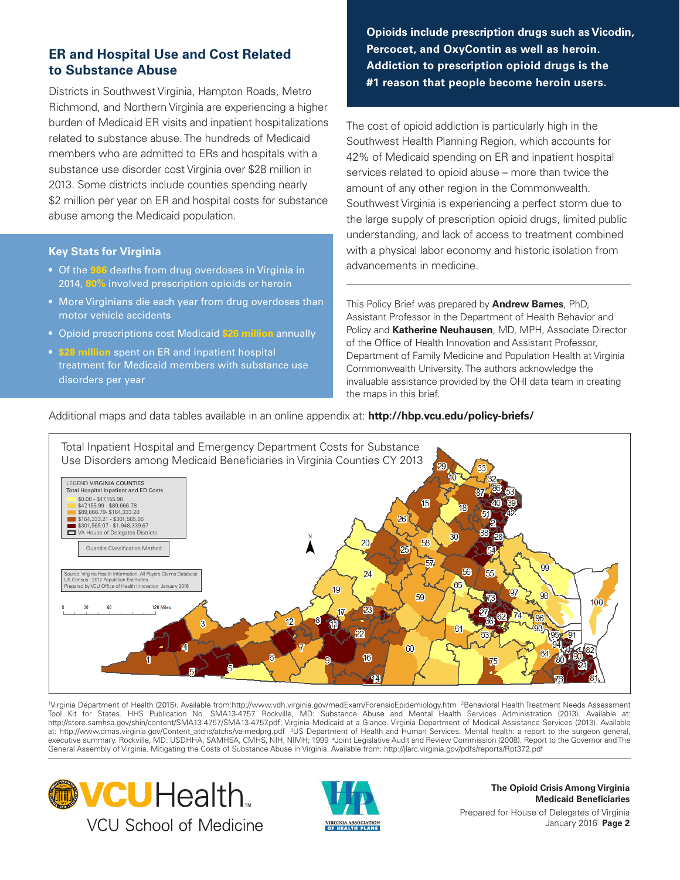## ER and Hospital Use and Cost Related to Substance Abuse

Districts in Southwest Virginia, Hampton Roads, Metro Richmond, and Northern Virginia are experiencing a higher burden of Medicaid ER visits and inpatient hospitalizations related to substance abuse. The hundreds of Medicaid members who are admitted to ERs and hospitals with a substance use disorder cost Virginia over $28 million in 2013. Some districts include counties spending nearly $2 million per year on ER and hospital costs for substance abuse among the Medicaid population.

### Key Stats for Virginia

- Of the **986** deaths from drug overdoses in Virginia in 2014, **80%** involved prescription opioids or heroin
- More Virginians die each year from drug overdoses than motor vehicle accidents
- Opioid prescriptions cost Medicaid **$26 million** annually
- **$28 million** spent on ER and inpatient hospital treatment for Medicaid members with substance use disorders per year

**Opioids include prescription drugs such as Vicodin, Percocet, and OxyContin as well as heroin. Addiction to prescription opioid drugs is the #1 reason that people become heroin users.**

The cost of opioid addiction is particularly high in the Southwest Health Planning Region, which accounts for 42% of Medicaid spending on ER and inpatient hospital services related to opioid abuse – more than twice the amount of any other region in the Commonwealth. Southwest Virginia is experiencing a perfect storm due to the large supply of prescription opioid drugs, limited public understanding, and lack of access to treatment combined with a physical labor economy and historic isolation from advancements in medicine.

This Policy Brief was prepared by **Andrew Barnes**, PhD, Assistant Professor in the Department of Health Behavior and Policy and **Katherine Neuhausen**, MD, MPH, Associate Director of the Office of Health Innovation and Assistant Professor, Department of Family Medicine and Population Health at Virginia Commonwealth University. The authors acknowledge the invaluable assistance provided by the OHI data team in creating the maps in this brief.

Additional maps and data tables available in an online appendix at: **http://hbp.vcu.edu/policy-briefs/**

Total Inpatient Hospital and Emergency Department Costs for Substance Use Disorders among Medicaid Beneficiaries in Virginia Counties CY 2013

LEGEND VIRGINIA COUNTIES
Total Hospital Inpatient and ED Costs
$0.00 - $47,155.98
$47,155.99 - $89,666.78
$89,666.79- $164,333.20
$164,333.21 - $301,565.06
$301,565.07 - $1,948,339.67
VA House of Delegates Districts

Quantile Classification Method

Source: Virginia Health Information, All Payers Claims Database
US Census - 2012 Population Estimates
Prepared by VCU Office of Health Innovation January 2016

0 30 60 120 Miles

N

[1]Virginia Department of Health (2015). Available from:http://www.vdh.virginia.gov/medExam/ForensicEpidemiology.htm [2]Behavioral Health Treatment Needs Assessment Tool Kit for States. HHS Publication No. SMA13-4757. Rockville, MD: Substance Abuse and Mental Health Services Administration (2013). Available at: http://store.samhsa.gov/shin/content/SMA13-4757/SMA13-4757.pdf; Virginia Medicaid at a Glance. Virginia Department of Medical Assistance Services (2013). Available at: http://www.dmas.virginia.gov/Content_atchs/atchs/va-medprg.pdf [3]US Department of Health and Human Services. Mental health: a report to the surgeon general, executive summary. Rockville, MD: USDHHA, SAMHSA, CMHS, NIH, NIMH; 1999 [4]Joint Legislative Audit and Review Commission (2008). Report to the Governor and The General Assembly of Virginia. Mitigating the Costs of Substance Abuse in Virginia. Available from: http://jlarc.virginia.gov/pdfs/reports/Rpt372.pdf

VCU Health
VCU School of Medicine

VIRGINIA ASSOCIATION OF HEALTH PLANS

**The Opioid Crisis Among Virginia Medicaid Beneficiaries**
Prepared for House of Delegates of Virginia
January 2016